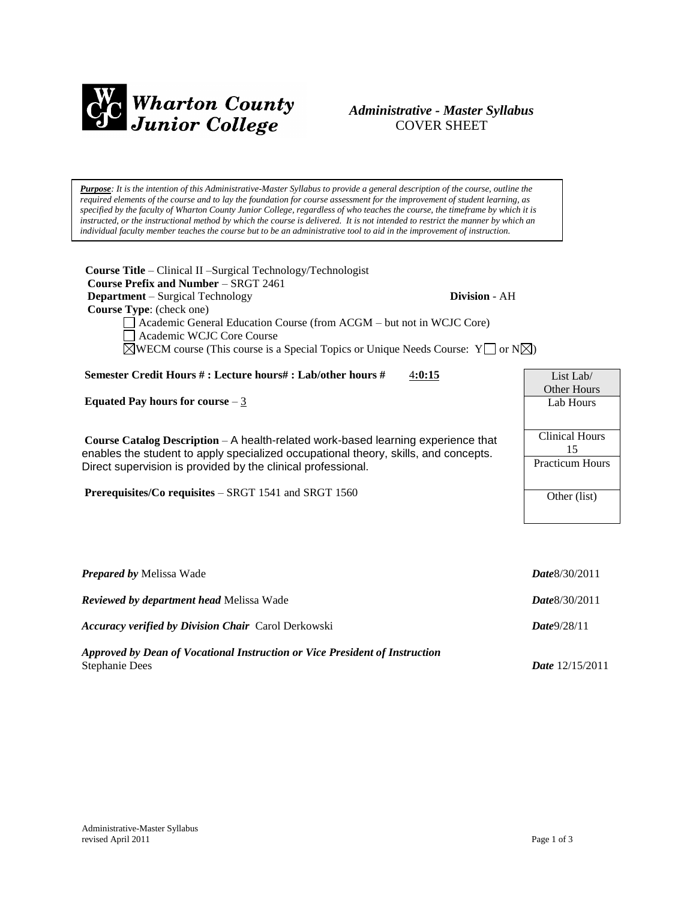Wharton County Junior College

*Administrative - Master Syllabus*
COVER SHEET

***Purpose****: It is the intention of this Administrative-Master Syllabus to provide a general description of the course, outline the required elements of the course and to lay the foundation for course assessment for the improvement of student learning, as specified by the faculty of Wharton County Junior College, regardless of who teaches the course, the timeframe by which it is instructed, or the instructional method by which the course is delivered. It is not intended to restrict the manner by which an individual faculty member teaches the course but to be an administrative tool to aid in the improvement of instruction.*

**Course Title** – Clinical II –Surgical Technology/Technologist
**Course Prefix and Number** – SRGT 2461
**Department** – Surgical Technology **Division** - AH
**Course Type**: (check one)

☐ Academic General Education Course (from ACGM – but not in WCJC Core)
☐ Academic WCJC Core Course
☒ WECM course (This course is a Special Topics or Unique Needs Course: Y☐ or N☒)

**Semester Credit Hours # : Lecture hours# : Lab/other hours #** 4**:0:15**

**Equated Pay hours for course** – 3

**Course Catalog Description** – A health-related work-based learning experience that enables the student to apply specialized occupational theory, skills, and concepts. Direct supervision is provided by the clinical professional.

**Prerequisites/Co requisites** – SRGT 1541 and SRGT 1560

| List Lab/ Other Hours |
|---|
| Lab Hours |
| Clinical Hours 15 |
| Practicum Hours |
| Other (list) |

***Prepared by*** Melissa Wade ***Date***8/30/2011

***Reviewed by department head*** Melissa Wade ***Date***8/30/2011

***Accuracy verified by Division Chair*** Carol Derkowski ***Date***9/28/11

***Approved by Dean of Vocational Instruction or Vice President of Instruction***
Stephanie Dees ***Date*** 12/15/2011

Administrative-Master Syllabus
revised April 2011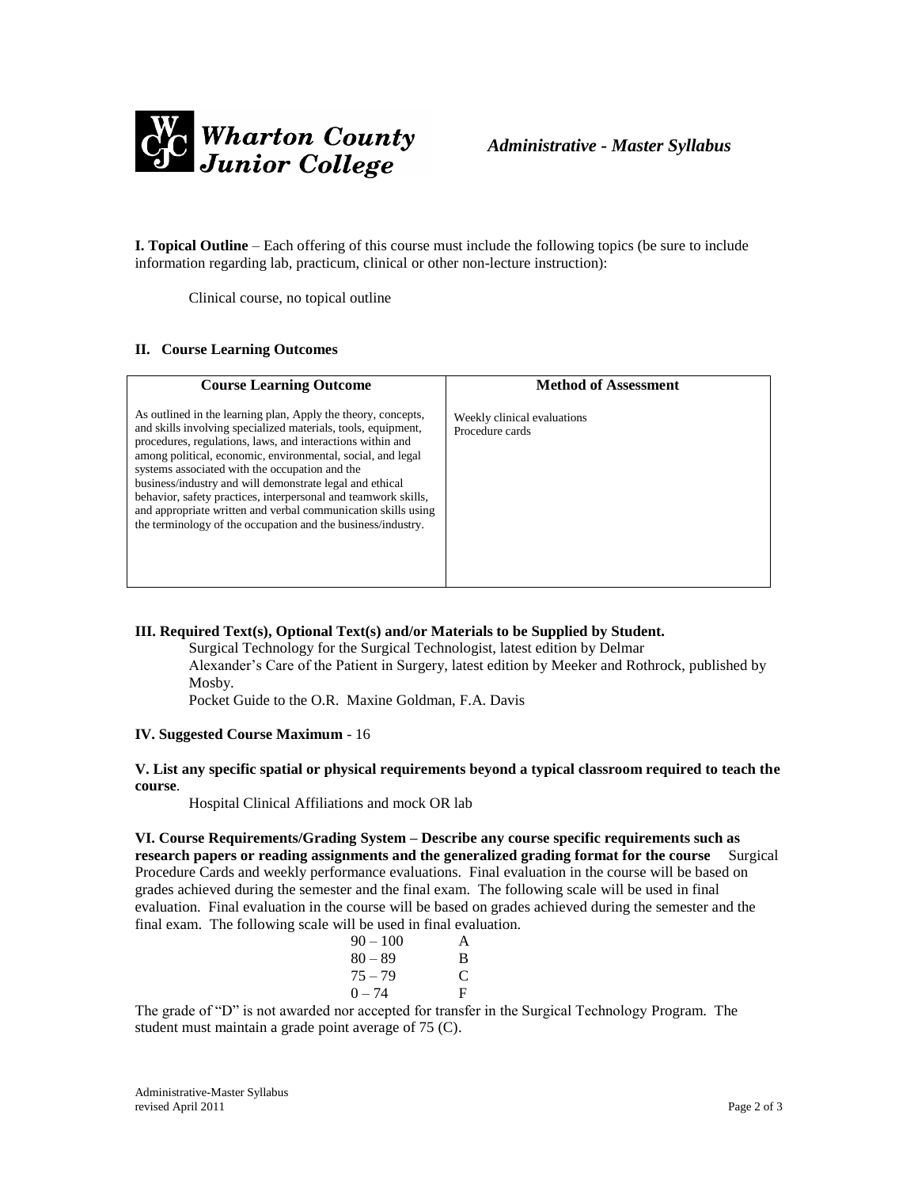# Wharton County Junior College

*Administrative - Master Syllabus*

**I. Topical Outline** – Each offering of this course must include the following topics (be sure to include information regarding lab, practicum, clinical or other non-lecture instruction):

Clinical course, no topical outline

**II. Course Learning Outcomes**

| Course Learning Outcome | Method of Assessment |
|---|---|
| As outlined in the learning plan, Apply the theory, concepts, and skills involving specialized materials, tools, equipment, procedures, regulations, laws, and interactions within and among political, economic, environmental, social, and legal systems associated with the occupation and the business/industry and will demonstrate legal and ethical behavior, safety practices, interpersonal and teamwork skills, and appropriate written and verbal communication skills using the terminology of the occupation and the business/industry. | Weekly clinical evaluations<br>Procedure cards |

**III. Required Text(s), Optional Text(s) and/or Materials to be Supplied by Student.**

Surgical Technology for the Surgical Technologist, latest edition by Delmar
Alexander's Care of the Patient in Surgery, latest edition by Meeker and Rothrock, published by Mosby.
Pocket Guide to the O.R. Maxine Goldman, F.A. Davis

**IV. Suggested Course Maximum** - 16

**V. List any specific spatial or physical requirements beyond a typical classroom required to teach the course**.

Hospital Clinical Affiliations and mock OR lab

**VI. Course Requirements/Grading System – Describe any course specific requirements such as research papers or reading assignments and the generalized grading format for the course** Surgical Procedure Cards and weekly performance evaluations. Final evaluation in the course will be based on grades achieved during the semester and the final exam. The following scale will be used in final evaluation. Final evaluation in the course will be based on grades achieved during the semester and the final exam. The following scale will be used in final evaluation.

| | |
|---|---|
| 90 – 100 | A |
| 80 – 89 | B |
| 75 – 79 | C |
| 0 – 74 | F |

The grade of "D" is not awarded nor accepted for transfer in the Surgical Technology Program. The student must maintain a grade point average of 75 (C).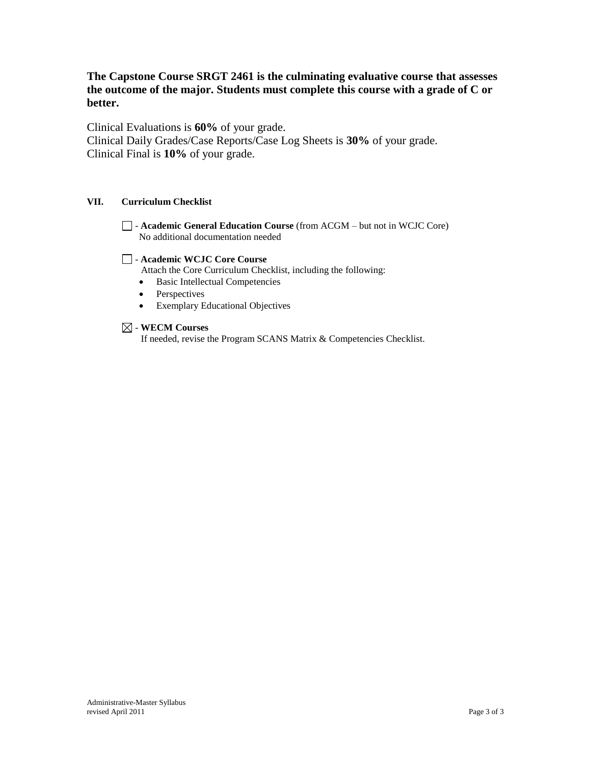**The Capstone Course SRGT 2461 is the culminating evaluative course that assesses the outcome of the major. Students must complete this course with a grade of C or better.**

Clinical Evaluations is **60%** of your grade.
Clinical Daily Grades/Case Reports/Case Log Sheets is **30%** of your grade.
Clinical Final is **10%** of your grade.

### VII. Curriculum Checklist

☐ - **Academic General Education Course** (from ACGM – but not in WCJC Core)
No additional documentation needed

☐ - **Academic WCJC Core Course**
Attach the Core Curriculum Checklist, including the following:

- Basic Intellectual Competencies
- Perspectives
- Exemplary Educational Objectives

☒ - **WECM Courses**
If needed, revise the Program SCANS Matrix & Competencies Checklist.

Administrative-Master Syllabus
revised April 2011